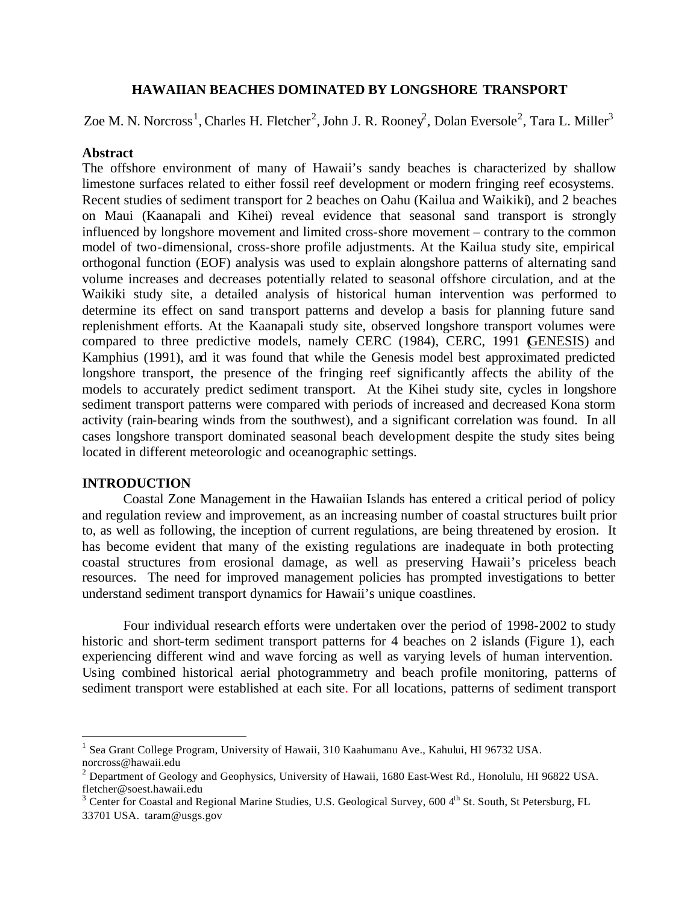# HAWAIIAN BEACHES DOMINATED BY LONGSHORE TRANSPORT

Zoe M. N. Norcross[1], Charles H. Fletcher[2], John J. R. Rooney[2], Dolan Eversole[2], Tara L. Miller[3]

## Abstract

The offshore environment of many of Hawaii's sandy beaches is characterized by shallow limestone surfaces related to either fossil reef development or modern fringing reef ecosystems. Recent studies of sediment transport for 2 beaches on Oahu (Kailua and Waikiki), and 2 beaches on Maui (Kaanapali and Kihei) reveal evidence that seasonal sand transport is strongly influenced by longshore movement and limited cross-shore movement – contrary to the common model of two-dimensional, cross-shore profile adjustments. At the Kailua study site, empirical orthogonal function (EOF) analysis was used to explain alongshore patterns of alternating sand volume increases and decreases potentially related to seasonal offshore circulation, and at the Waikiki study site, a detailed analysis of historical human intervention was performed to determine its effect on sand transport patterns and develop a basis for planning future sand replenishment efforts. At the Kaanapali study site, observed longshore transport volumes were compared to three predictive models, namely CERC (1984), CERC, 1991 (GENESIS) and Kamphius (1991), and it was found that while the Genesis model best approximated predicted longshore transport, the presence of the fringing reef significantly affects the ability of the models to accurately predict sediment transport. At the Kihei study site, cycles in longshore sediment transport patterns were compared with periods of increased and decreased Kona storm activity (rain-bearing winds from the southwest), and a significant correlation was found. In all cases longshore transport dominated seasonal beach development despite the study sites being located in different meteorologic and oceanographic settings.

## INTRODUCTION

Coastal Zone Management in the Hawaiian Islands has entered a critical period of policy and regulation review and improvement, as an increasing number of coastal structures built prior to, as well as following, the inception of current regulations, are being threatened by erosion. It has become evident that many of the existing regulations are inadequate in both protecting coastal structures from erosional damage, as well as preserving Hawaii's priceless beach resources. The need for improved management policies has prompted investigations to better understand sediment transport dynamics for Hawaii's unique coastlines.

Four individual research efforts were undertaken over the period of 1998-2002 to study historic and short-term sediment transport patterns for 4 beaches on 2 islands (Figure 1), each experiencing different wind and wave forcing as well as varying levels of human intervention. Using combined historical aerial photogrammetry and beach profile monitoring, patterns of sediment transport were established at each site. For all locations, patterns of sediment transport

---

[1] Sea Grant College Program, University of Hawaii, 310 Kaahumanu Ave., Kahului, HI 96732 USA. norcross@hawaii.edu

[2] Department of Geology and Geophysics, University of Hawaii, 1680 East-West Rd., Honolulu, HI 96822 USA. fletcher@soest.hawaii.edu

[3] Center for Coastal and Regional Marine Studies, U.S. Geological Survey, 600 4th St. South, St Petersburg, FL 33701 USA. taram@usgs.gov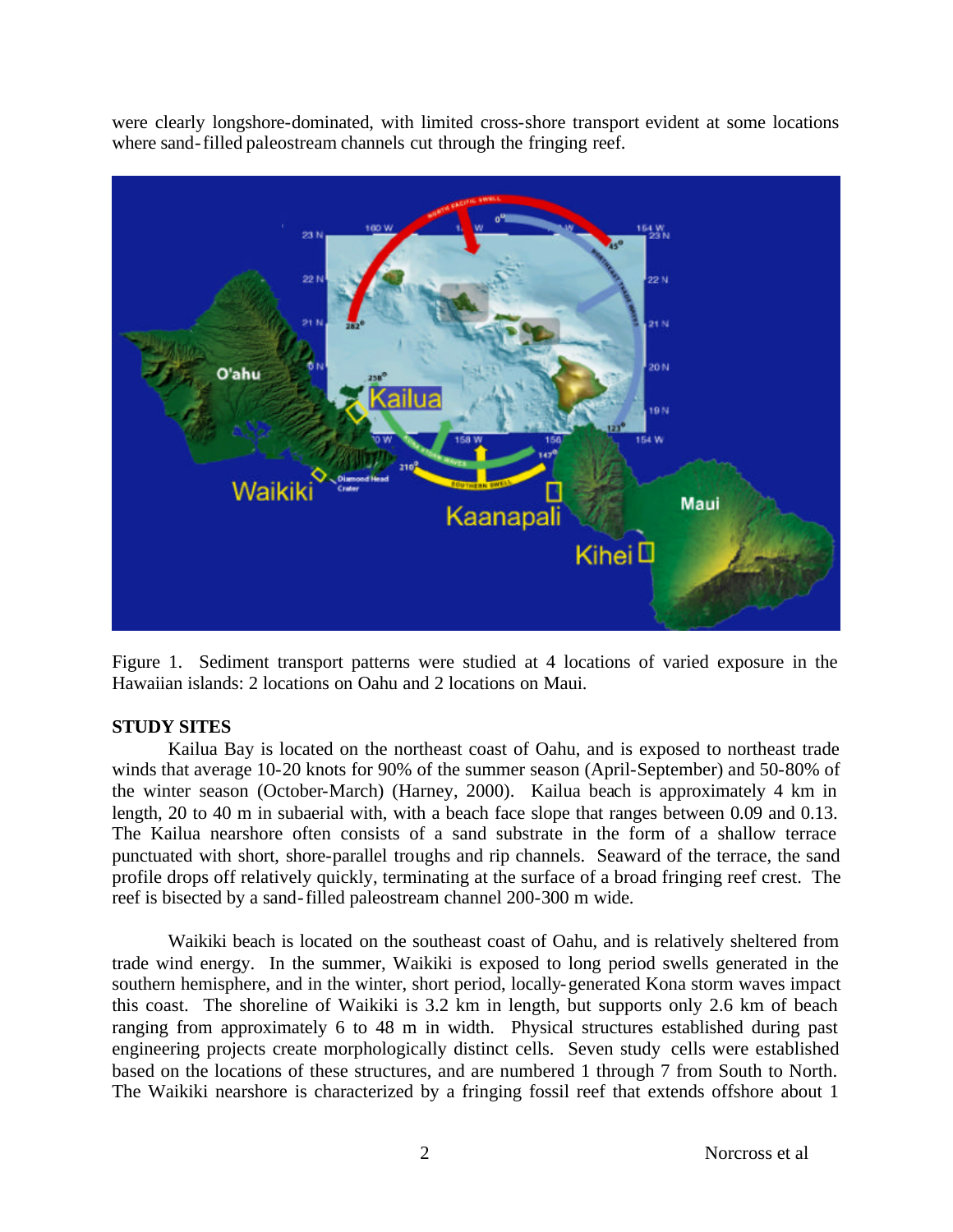were clearly longshore-dominated, with limited cross-shore transport evident at some locations where sand-filled paleostream channels cut through the fringing reef.

Figure 1. Sediment transport patterns were studied at 4 locations of varied exposure in the Hawaiian islands: 2 locations on Oahu and 2 locations on Maui.

**STUDY SITES**

Kailua Bay is located on the northeast coast of Oahu, and is exposed to northeast trade winds that average 10-20 knots for 90% of the summer season (April-September) and 50-80% of the winter season (October-March) (Harney, 2000). Kailua beach is approximately 4 km in length, 20 to 40 m in subaerial with, with a beach face slope that ranges between 0.09 and 0.13. The Kailua nearshore often consists of a sand substrate in the form of a shallow terrace punctuated with short, shore-parallel troughs and rip channels. Seaward of the terrace, the sand profile drops off relatively quickly, terminating at the surface of a broad fringing reef crest. The reef is bisected by a sand-filled paleostream channel 200-300 m wide.

Waikiki beach is located on the southeast coast of Oahu, and is relatively sheltered from trade wind energy. In the summer, Waikiki is exposed to long period swells generated in the southern hemisphere, and in the winter, short period, locally-generated Kona storm waves impact this coast. The shoreline of Waikiki is 3.2 km in length, but supports only 2.6 km of beach ranging from approximately 6 to 48 m in width. Physical structures established during past engineering projects create morphologically distinct cells. Seven study cells were established based on the locations of these structures, and are numbered 1 through 7 from South to North. The Waikiki nearshore is characterized by a fringing fossil reef that extends offshore about 1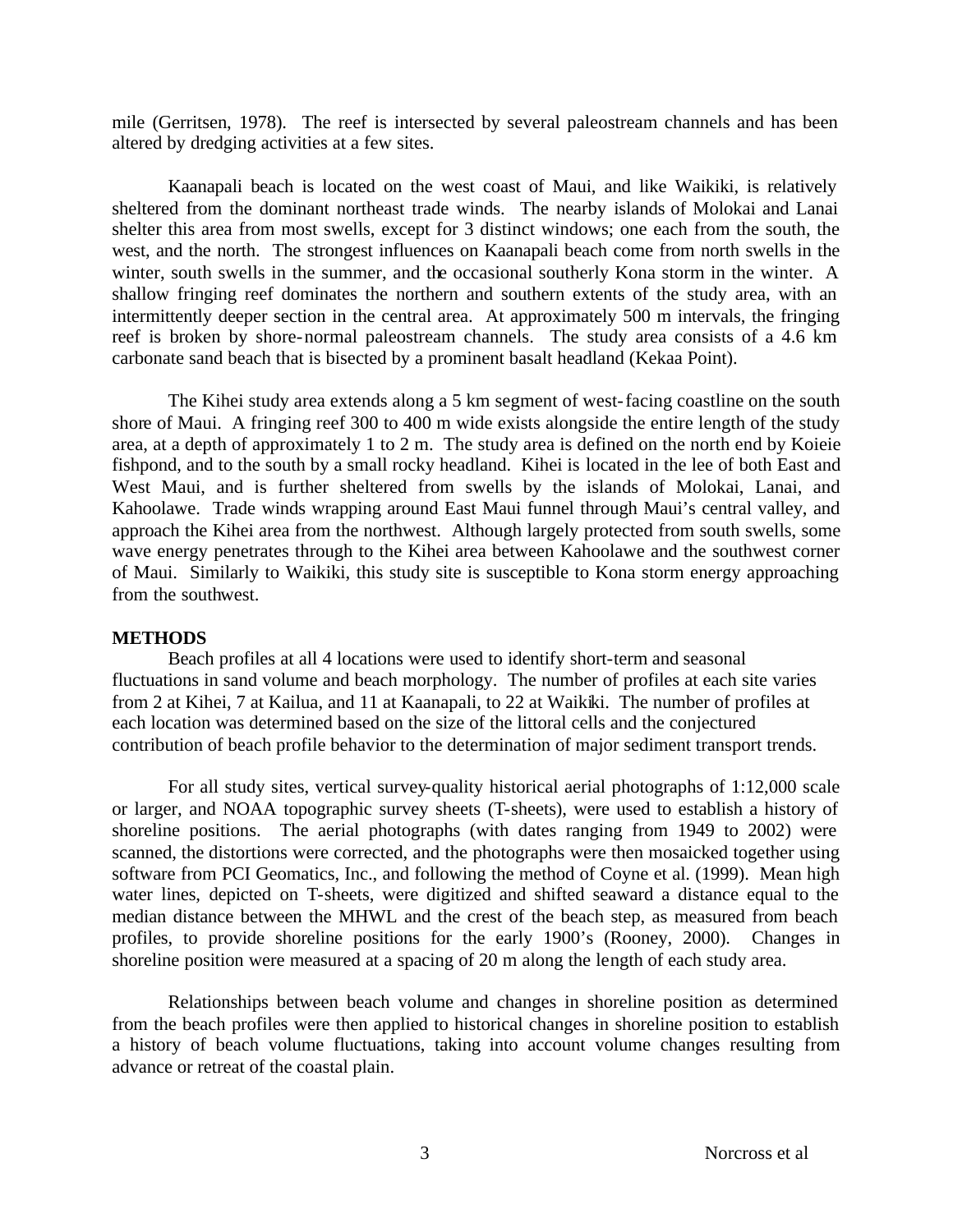mile (Gerritsen, 1978). The reef is intersected by several paleostream channels and has been altered by dredging activities at a few sites.

Kaanapali beach is located on the west coast of Maui, and like Waikiki, is relatively sheltered from the dominant northeast trade winds. The nearby islands of Molokai and Lanai shelter this area from most swells, except for 3 distinct windows; one each from the south, the west, and the north. The strongest influences on Kaanapali beach come from north swells in the winter, south swells in the summer, and the occasional southerly Kona storm in the winter. A shallow fringing reef dominates the northern and southern extents of the study area, with an intermittently deeper section in the central area. At approximately 500 m intervals, the fringing reef is broken by shore-normal paleostream channels. The study area consists of a 4.6 km carbonate sand beach that is bisected by a prominent basalt headland (Kekaa Point).

The Kihei study area extends along a 5 km segment of west-facing coastline on the south shore of Maui. A fringing reef 300 to 400 m wide exists alongside the entire length of the study area, at a depth of approximately 1 to 2 m. The study area is defined on the north end by Koieie fishpond, and to the south by a small rocky headland. Kihei is located in the lee of both East and West Maui, and is further sheltered from swells by the islands of Molokai, Lanai, and Kahoolawe. Trade winds wrapping around East Maui funnel through Maui's central valley, and approach the Kihei area from the northwest. Although largely protected from south swells, some wave energy penetrates through to the Kihei area between Kahoolawe and the southwest corner of Maui. Similarly to Waikiki, this study site is susceptible to Kona storm energy approaching from the southwest.

## METHODS

Beach profiles at all 4 locations were used to identify short-term and seasonal fluctuations in sand volume and beach morphology. The number of profiles at each site varies from 2 at Kihei, 7 at Kailua, and 11 at Kaanapali, to 22 at Waikiki. The number of profiles at each location was determined based on the size of the littoral cells and the conjectured contribution of beach profile behavior to the determination of major sediment transport trends.

For all study sites, vertical survey-quality historical aerial photographs of 1:12,000 scale or larger, and NOAA topographic survey sheets (T-sheets), were used to establish a history of shoreline positions. The aerial photographs (with dates ranging from 1949 to 2002) were scanned, the distortions were corrected, and the photographs were then mosaicked together using software from PCI Geomatics, Inc., and following the method of Coyne et al. (1999). Mean high water lines, depicted on T-sheets, were digitized and shifted seaward a distance equal to the median distance between the MHWL and the crest of the beach step, as measured from beach profiles, to provide shoreline positions for the early 1900's (Rooney, 2000). Changes in shoreline position were measured at a spacing of 20 m along the length of each study area.

Relationships between beach volume and changes in shoreline position as determined from the beach profiles were then applied to historical changes in shoreline position to establish a history of beach volume fluctuations, taking into account volume changes resulting from advance or retreat of the coastal plain.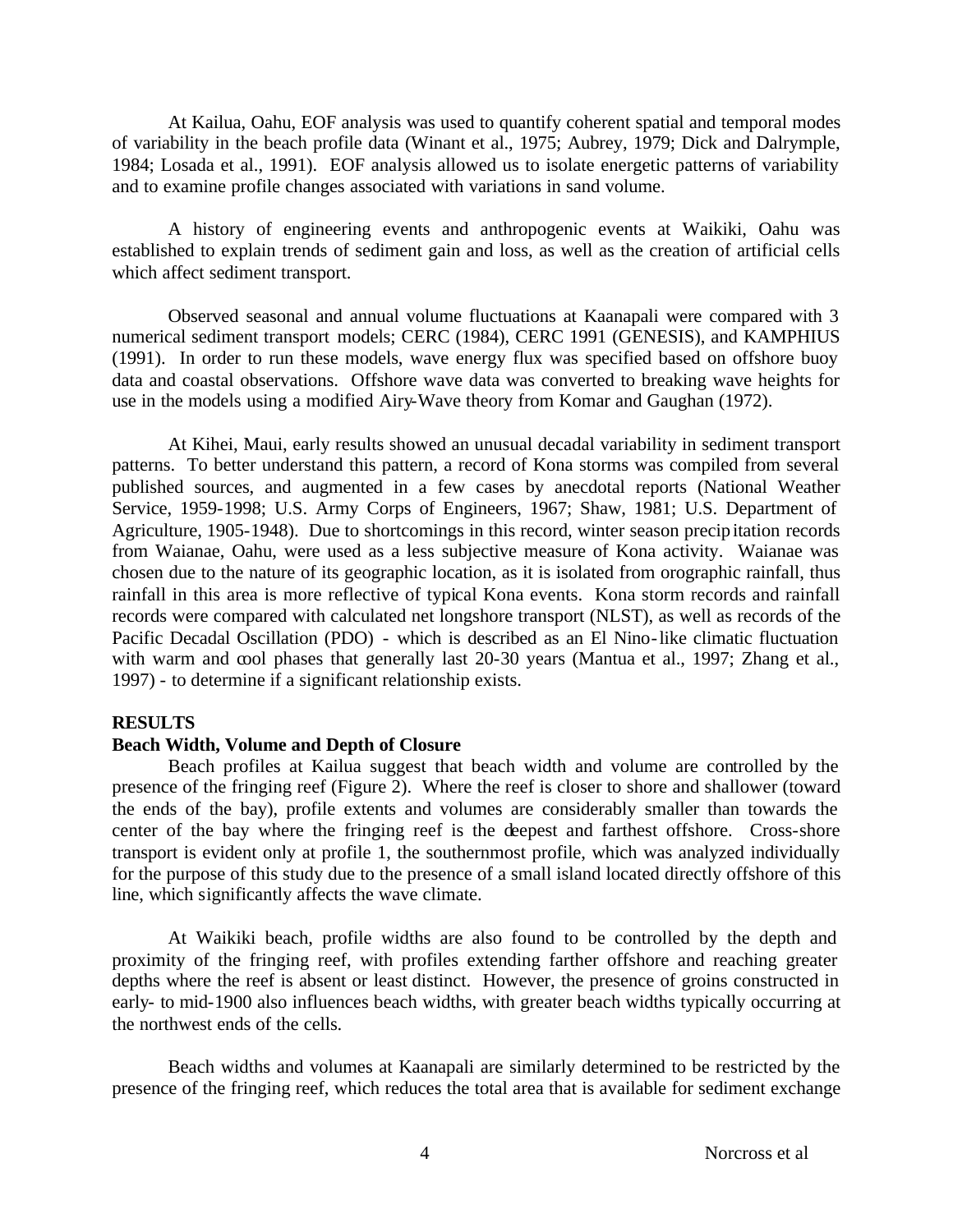At Kailua, Oahu, EOF analysis was used to quantify coherent spatial and temporal modes of variability in the beach profile data (Winant et al., 1975; Aubrey, 1979; Dick and Dalrymple, 1984; Losada et al., 1991). EOF analysis allowed us to isolate energetic patterns of variability and to examine profile changes associated with variations in sand volume.

A history of engineering events and anthropogenic events at Waikiki, Oahu was established to explain trends of sediment gain and loss, as well as the creation of artificial cells which affect sediment transport.

Observed seasonal and annual volume fluctuations at Kaanapali were compared with 3 numerical sediment transport models; CERC (1984), CERC 1991 (GENESIS), and KAMPHIUS (1991). In order to run these models, wave energy flux was specified based on offshore buoy data and coastal observations. Offshore wave data was converted to breaking wave heights for use in the models using a modified Airy-Wave theory from Komar and Gaughan (1972).

At Kihei, Maui, early results showed an unusual decadal variability in sediment transport patterns. To better understand this pattern, a record of Kona storms was compiled from several published sources, and augmented in a few cases by anecdotal reports (National Weather Service, 1959-1998; U.S. Army Corps of Engineers, 1967; Shaw, 1981; U.S. Department of Agriculture, 1905-1948). Due to shortcomings in this record, winter season precipitation records from Waianae, Oahu, were used as a less subjective measure of Kona activity. Waianae was chosen due to the nature of its geographic location, as it is isolated from orographic rainfall, thus rainfall in this area is more reflective of typical Kona events. Kona storm records and rainfall records were compared with calculated net longshore transport (NLST), as well as records of the Pacific Decadal Oscillation (PDO) - which is described as an El Nino-like climatic fluctuation with warm and cool phases that generally last 20-30 years (Mantua et al., 1997; Zhang et al., 1997) - to determine if a significant relationship exists.

## RESULTS

### Beach Width, Volume and Depth of Closure

Beach profiles at Kailua suggest that beach width and volume are controlled by the presence of the fringing reef (Figure 2). Where the reef is closer to shore and shallower (toward the ends of the bay), profile extents and volumes are considerably smaller than towards the center of the bay where the fringing reef is the deepest and farthest offshore. Cross-shore transport is evident only at profile 1, the southernmost profile, which was analyzed individually for the purpose of this study due to the presence of a small island located directly offshore of this line, which significantly affects the wave climate.

At Waikiki beach, profile widths are also found to be controlled by the depth and proximity of the fringing reef, with profiles extending farther offshore and reaching greater depths where the reef is absent or least distinct. However, the presence of groins constructed in early- to mid-1900 also influences beach widths, with greater beach widths typically occurring at the northwest ends of the cells.

Beach widths and volumes at Kaanapali are similarly determined to be restricted by the presence of the fringing reef, which reduces the total area that is available for sediment exchange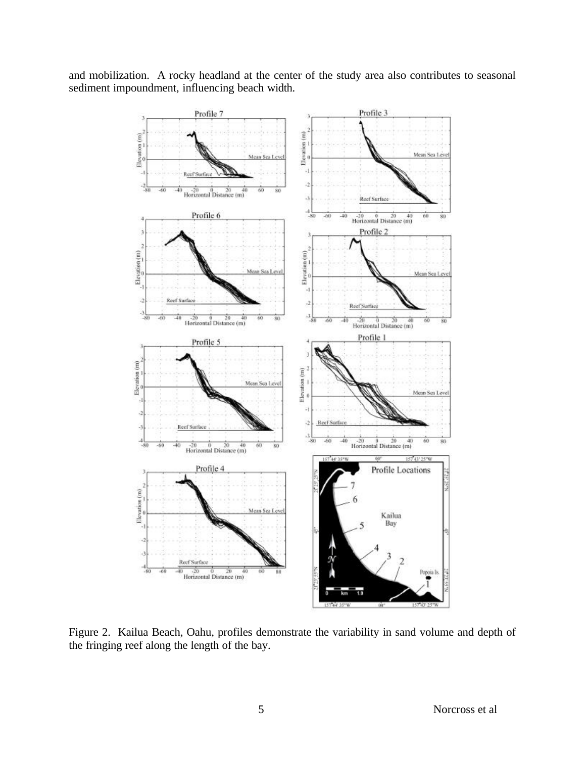and mobilization. A rocky headland at the center of the study area also contributes to seasonal sediment impoundment, influencing beach width.

Figure 2. Kailua Beach, Oahu, profiles demonstrate the variability in sand volume and depth of the fringing reef along the length of the bay.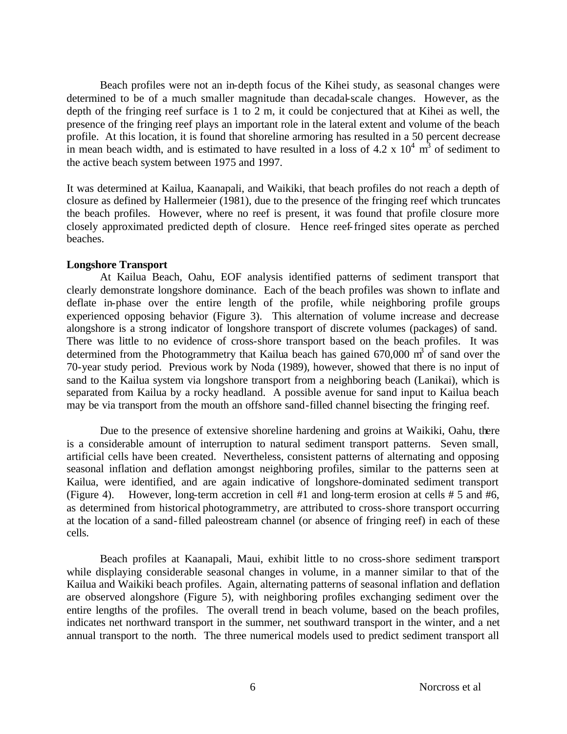Beach profiles were not an in-depth focus of the Kihei study, as seasonal changes were determined to be of a much smaller magnitude than decadal-scale changes. However, as the depth of the fringing reef surface is 1 to 2 m, it could be conjectured that at Kihei as well, the presence of the fringing reef plays an important role in the lateral extent and volume of the beach profile. At this location, it is found that shoreline armoring has resulted in a 50 percent decrease in mean beach width, and is estimated to have resulted in a loss of $4.2 \times 10^4$ $m^3$ of sediment to the active beach system between 1975 and 1997.

It was determined at Kailua, Kaanapali, and Waikiki, that beach profiles do not reach a depth of closure as defined by Hallermeier (1981), due to the presence of the fringing reef which truncates the beach profiles. However, where no reef is present, it was found that profile closure more closely approximated predicted depth of closure. Hence reef-fringed sites operate as perched beaches.

**Longshore Transport**

At Kailua Beach, Oahu, EOF analysis identified patterns of sediment transport that clearly demonstrate longshore dominance. Each of the beach profiles was shown to inflate and deflate in-phase over the entire length of the profile, while neighboring profile groups experienced opposing behavior (Figure 3). This alternation of volume increase and decrease alongshore is a strong indicator of longshore transport of discrete volumes (packages) of sand. There was little to no evidence of cross-shore transport based on the beach profiles. It was determined from the Photogrammetry that Kailua beach has gained 670,000 $m^3$ of sand over the 70-year study period. Previous work by Noda (1989), however, showed that there is no input of sand to the Kailua system via longshore transport from a neighboring beach (Lanikai), which is separated from Kailua by a rocky headland. A possible avenue for sand input to Kailua beach may be via transport from the mouth an offshore sand-filled channel bisecting the fringing reef.

Due to the presence of extensive shoreline hardening and groins at Waikiki, Oahu, there is a considerable amount of interruption to natural sediment transport patterns. Seven small, artificial cells have been created. Nevertheless, consistent patterns of alternating and opposing seasonal inflation and deflation amongst neighboring profiles, similar to the patterns seen at Kailua, were identified, and are again indicative of longshore-dominated sediment transport (Figure 4). However, long-term accretion in cell #1 and long-term erosion at cells # 5 and #6, as determined from historical photogrammetry, are attributed to cross-shore transport occurring at the location of a sand-filled paleostream channel (or absence of fringing reef) in each of these cells.

Beach profiles at Kaanapali, Maui, exhibit little to no cross-shore sediment transport while displaying considerable seasonal changes in volume, in a manner similar to that of the Kailua and Waikiki beach profiles. Again, alternating patterns of seasonal inflation and deflation are observed alongshore (Figure 5), with neighboring profiles exchanging sediment over the entire lengths of the profiles. The overall trend in beach volume, based on the beach profiles, indicates net northward transport in the summer, net southward transport in the winter, and a net annual transport to the north. The three numerical models used to predict sediment transport all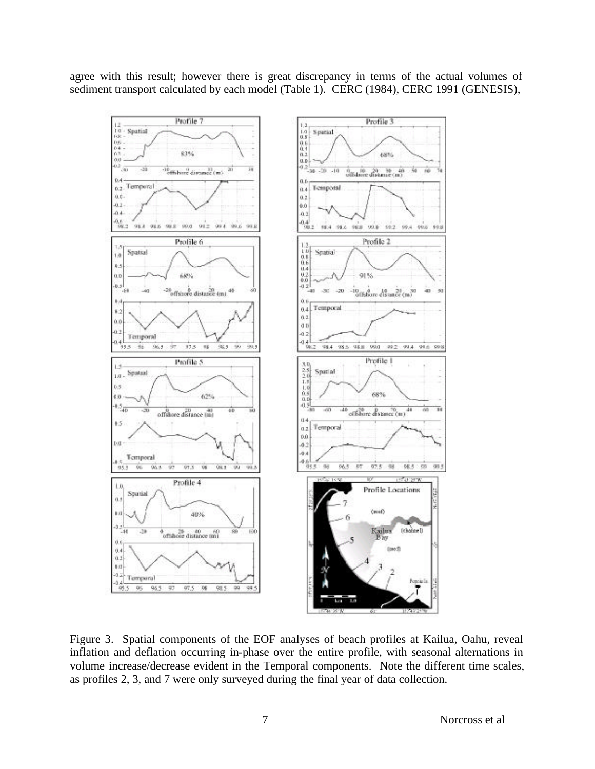agree with this result; however there is great discrepancy in terms of the actual volumes of sediment transport calculated by each model (Table 1). CERC (1984), CERC 1991 (GENESIS),

Figure 3. Spatial components of the EOF analyses of beach profiles at Kailua, Oahu, reveal inflation and deflation occurring in-phase over the entire profile, with seasonal alternations in volume increase/decrease evident in the Temporal components. Note the different time scales, as profiles 2, 3, and 7 were only surveyed during the final year of data collection.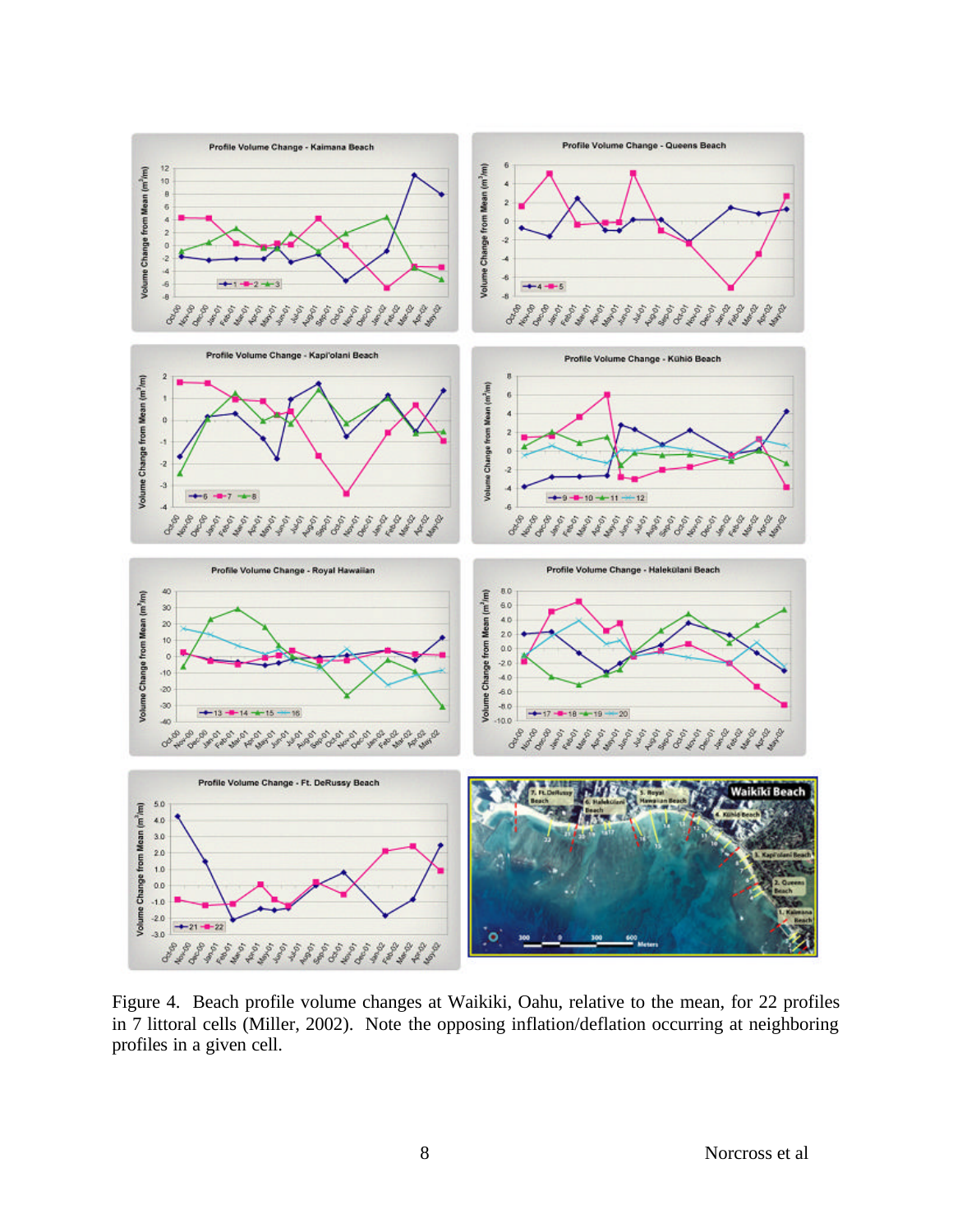Figure 4. Beach profile volume changes at Waikiki, Oahu, relative to the mean, for 22 profiles in 7 littoral cells (Miller, 2002). Note the opposing inflation/deflation occurring at neighboring profiles in a given cell.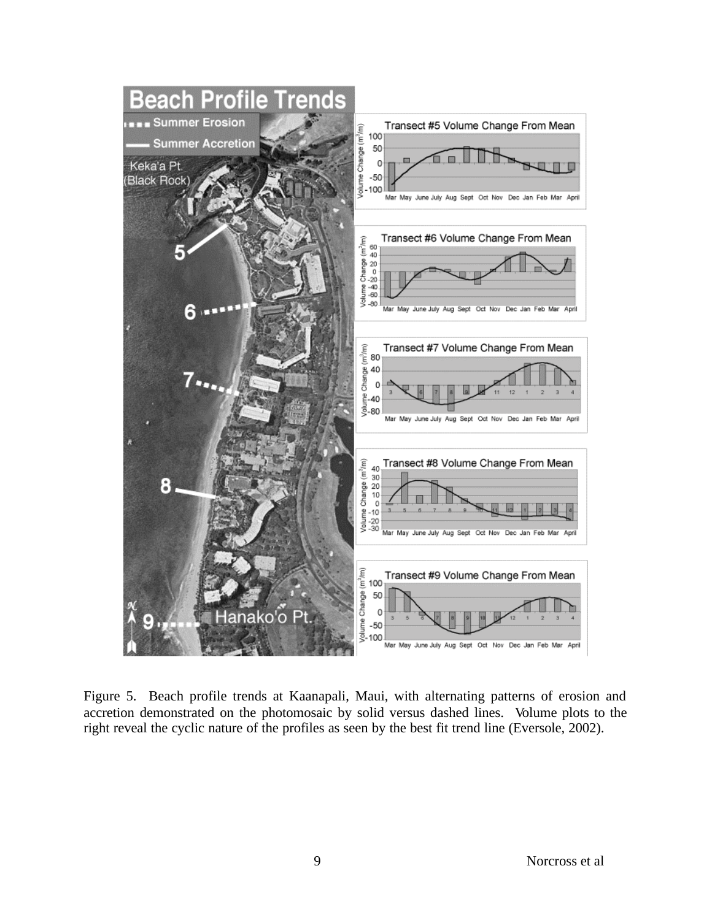Figure 5. Beach profile trends at Kaanapali, Maui, with alternating patterns of erosion and accretion demonstrated on the photomosaic by solid versus dashed lines. Volume plots to the right reveal the cyclic nature of the profiles as seen by the best fit trend line (Eversole, 2002).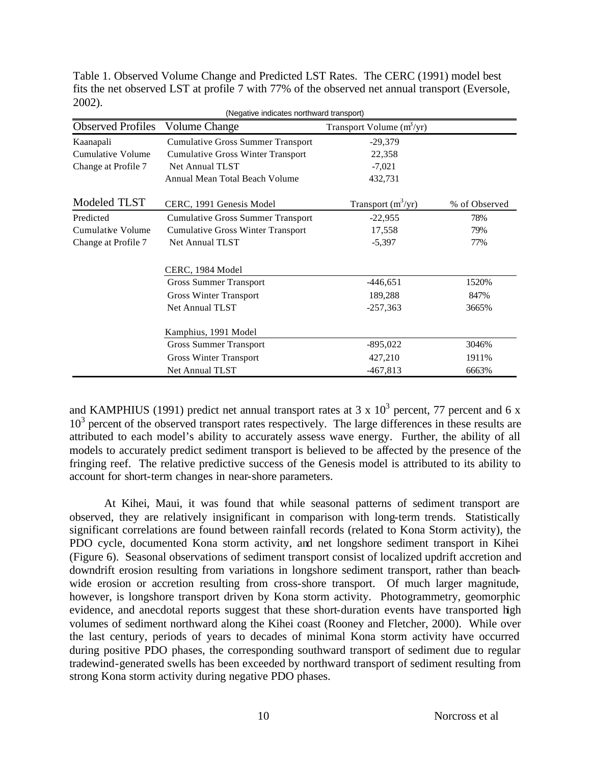Table 1. Observed Volume Change and Predicted LST Rates. The CERC (1991) model best fits the net observed LST at profile 7 with 77% of the observed net annual transport (Eversole, 2002).

(Negative indicates northward transport)

| Observed Profiles | Volume Change | Transport Volume ($m^3$/yr) | |
|---|---|---|---|
| Kaanapali | Cumulative Gross Summer Transport | -29,379 | |
| Cumulative Volume | Cumulative Gross Winter Transport | 22,358 | |
| Change at Profile 7 | Net Annual TLST | -7,021 | |
| | Annual Mean Total Beach Volume | 432,731 | |
| **Modeled TLST** | **CERC, 1991 Genesis Model** | **Transport ($m^3$/yr)** | **% of Observed** |
| Predicted | Cumulative Gross Summer Transport | -22,955 | 78% |
| Cumulative Volume | Cumulative Gross Winter Transport | 17,558 | 79% |
| Change at Profile 7 | Net Annual TLST | -5,397 | 77% |
| | **CERC, 1984 Model** | | |
| | Gross Summer Transport | -446,651 | 1520% |
| | Gross Winter Transport | 189,288 | 847% |
| | Net Annual TLST | -257,363 | 3665% |
| | **Kamphius, 1991 Model** | | |
| | Gross Summer Transport | -895,022 | 3046% |
| | Gross Winter Transport | 427,210 | 1911% |
| | Net Annual TLST | -467,813 | 6663% |

and KAMPHIUS (1991) predict net annual transport rates at $3 \times 10^3$ percent, 77 percent and $6 \times 10^3$ percent of the observed transport rates respectively. The large differences in these results are attributed to each model's ability to accurately assess wave energy. Further, the ability of all models to accurately predict sediment transport is believed to be affected by the presence of the fringing reef. The relative predictive success of the Genesis model is attributed to its ability to account for short-term changes in near-shore parameters.

At Kihei, Maui, it was found that while seasonal patterns of sediment transport are observed, they are relatively insignificant in comparison with long-term trends. Statistically significant correlations are found between rainfall records (related to Kona Storm activity), the PDO cycle, documented Kona storm activity, and net longshore sediment transport in Kihei (Figure 6). Seasonal observations of sediment transport consist of localized updrift accretion and downdrift erosion resulting from variations in longshore sediment transport, rather than beach-wide erosion or accretion resulting from cross-shore transport. Of much larger magnitude, however, is longshore transport driven by Kona storm activity. Photogrammetry, geomorphic evidence, and anecdotal reports suggest that these short-duration events have transported high volumes of sediment northward along the Kihei coast (Rooney and Fletcher, 2000). While over the last century, periods of years to decades of minimal Kona storm activity have occurred during positive PDO phases, the corresponding southward transport of sediment due to regular tradewind-generated swells has been exceeded by northward transport of sediment resulting from strong Kona storm activity during negative PDO phases.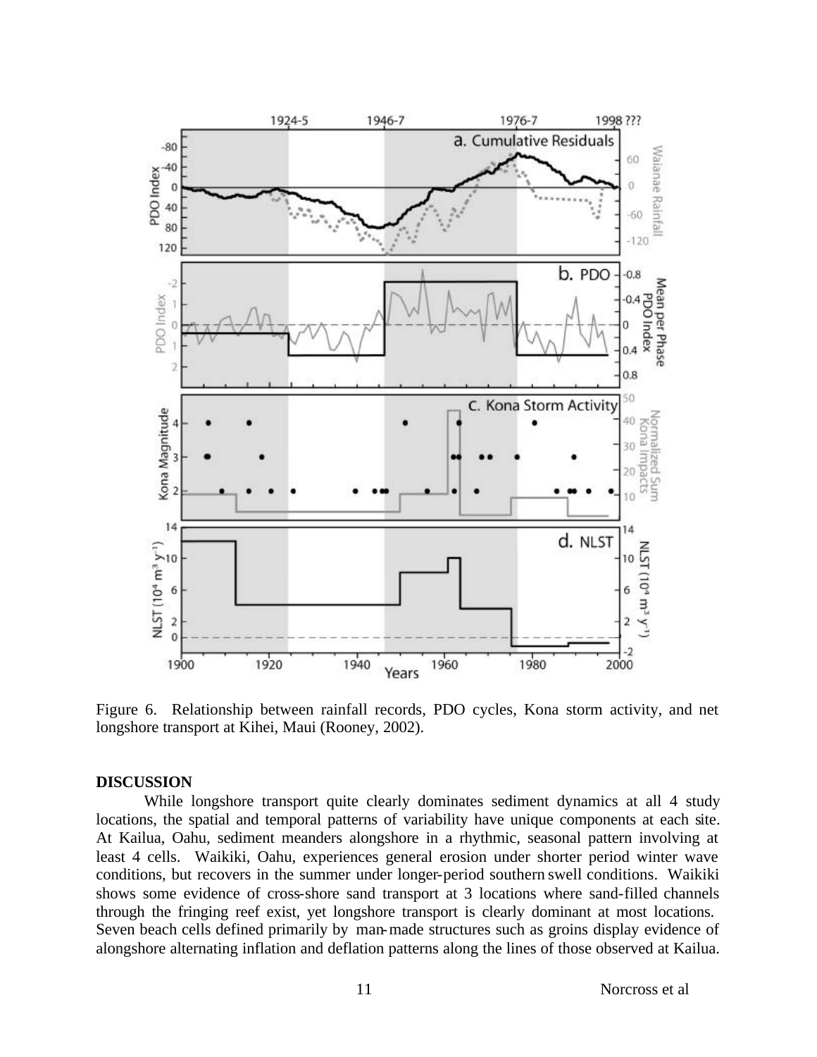Figure 6. Relationship between rainfall records, PDO cycles, Kona storm activity, and net longshore transport at Kihei, Maui (Rooney, 2002).

**DISCUSSION**

While longshore transport quite clearly dominates sediment dynamics at all 4 study locations, the spatial and temporal patterns of variability have unique components at each site. At Kailua, Oahu, sediment meanders alongshore in a rhythmic, seasonal pattern involving at least 4 cells. Waikiki, Oahu, experiences general erosion under shorter period winter wave conditions, but recovers in the summer under longer-period southern swell conditions. Waikiki shows some evidence of cross-shore sand transport at 3 locations where sand-filled channels through the fringing reef exist, yet longshore transport is clearly dominant at most locations. Seven beach cells defined primarily by man-made structures such as groins display evidence of alongshore alternating inflation and deflation patterns along the lines of those observed at Kailua.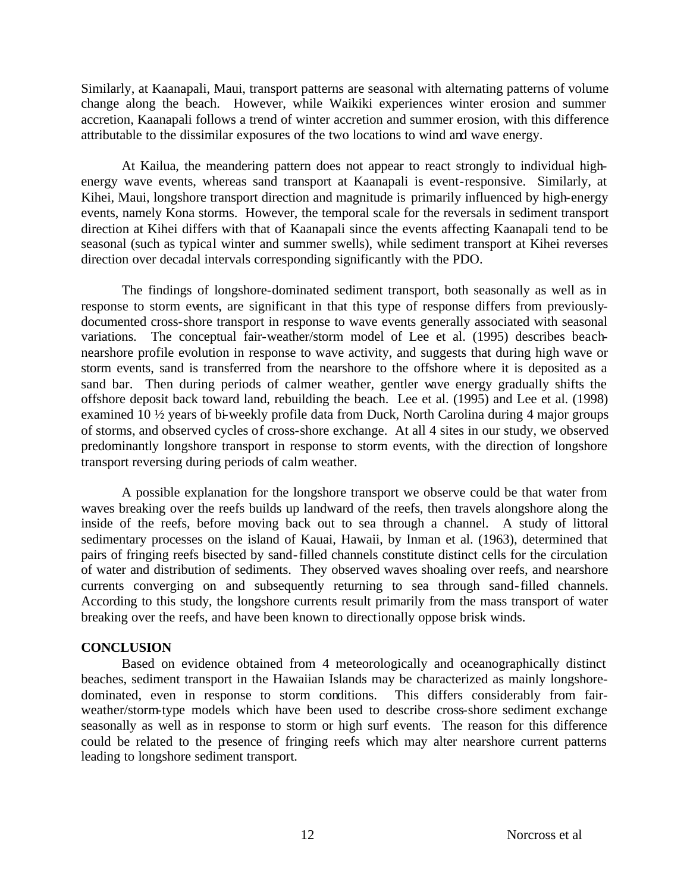Similarly, at Kaanapali, Maui, transport patterns are seasonal with alternating patterns of volume change along the beach. However, while Waikiki experiences winter erosion and summer accretion, Kaanapali follows a trend of winter accretion and summer erosion, with this difference attributable to the dissimilar exposures of the two locations to wind and wave energy.

At Kailua, the meandering pattern does not appear to react strongly to individual high-energy wave events, whereas sand transport at Kaanapali is event-responsive. Similarly, at Kihei, Maui, longshore transport direction and magnitude is primarily influenced by high-energy events, namely Kona storms. However, the temporal scale for the reversals in sediment transport direction at Kihei differs with that of Kaanapali since the events affecting Kaanapali tend to be seasonal (such as typical winter and summer swells), while sediment transport at Kihei reverses direction over decadal intervals corresponding significantly with the PDO.

The findings of longshore-dominated sediment transport, both seasonally as well as in response to storm events, are significant in that this type of response differs from previously-documented cross-shore transport in response to wave events generally associated with seasonal variations. The conceptual fair-weather/storm model of Lee et al. (1995) describes beach-nearshore profile evolution in response to wave activity, and suggests that during high wave or storm events, sand is transferred from the nearshore to the offshore where it is deposited as a sand bar. Then during periods of calmer weather, gentler wave energy gradually shifts the offshore deposit back toward land, rebuilding the beach. Lee et al. (1995) and Lee et al. (1998) examined 10 ½ years of bi-weekly profile data from Duck, North Carolina during 4 major groups of storms, and observed cycles of cross-shore exchange. At all 4 sites in our study, we observed predominantly longshore transport in response to storm events, with the direction of longshore transport reversing during periods of calm weather.

A possible explanation for the longshore transport we observe could be that water from waves breaking over the reefs builds up landward of the reefs, then travels alongshore along the inside of the reefs, before moving back out to sea through a channel. A study of littoral sedimentary processes on the island of Kauai, Hawaii, by Inman et al. (1963), determined that pairs of fringing reefs bisected by sand-filled channels constitute distinct cells for the circulation of water and distribution of sediments. They observed waves shoaling over reefs, and nearshore currents converging on and subsequently returning to sea through sand-filled channels. According to this study, the longshore currents result primarily from the mass transport of water breaking over the reefs, and have been known to directionally oppose brisk winds.

**CONCLUSION**

Based on evidence obtained from 4 meteorologically and oceanographically distinct beaches, sediment transport in the Hawaiian Islands may be characterized as mainly longshore-dominated, even in response to storm conditions. This differs considerably from fair-weather/storm-type models which have been used to describe cross-shore sediment exchange seasonally as well as in response to storm or high surf events. The reason for this difference could be related to the presence of fringing reefs which may alter nearshore current patterns leading to longshore sediment transport.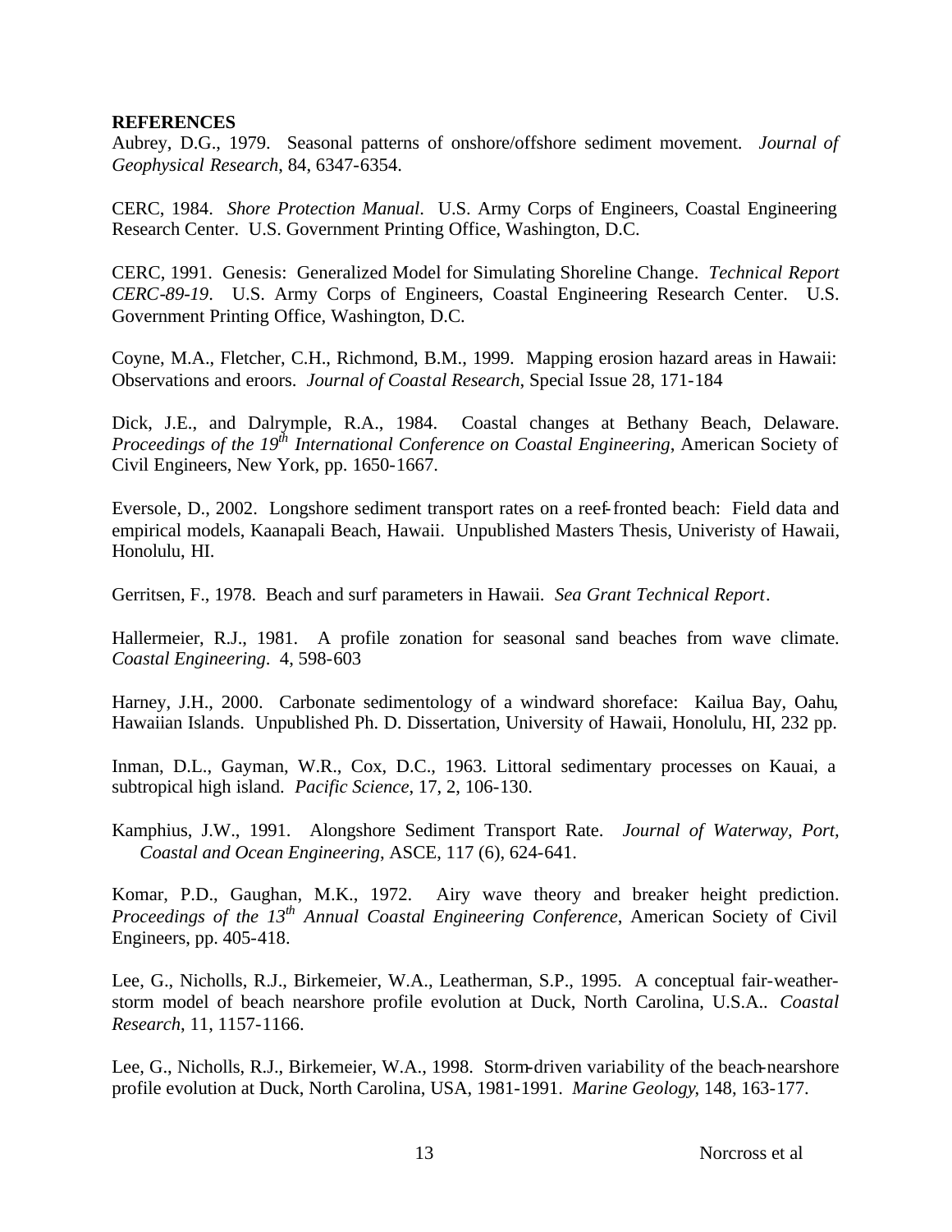**REFERENCES**

Aubrey, D.G., 1979. Seasonal patterns of onshore/offshore sediment movement. *Journal of Geophysical Research*, 84, 6347-6354.

CERC, 1984. *Shore Protection Manual*. U.S. Army Corps of Engineers, Coastal Engineering Research Center. U.S. Government Printing Office, Washington, D.C.

CERC, 1991. Genesis: Generalized Model for Simulating Shoreline Change. *Technical Report CERC-89-19*. U.S. Army Corps of Engineers, Coastal Engineering Research Center. U.S. Government Printing Office, Washington, D.C.

Coyne, M.A., Fletcher, C.H., Richmond, B.M., 1999. Mapping erosion hazard areas in Hawaii: Observations and eroors. *Journal of Coastal Research*, Special Issue 28, 171-184

Dick, J.E., and Dalrymple, R.A., 1984. Coastal changes at Bethany Beach, Delaware. *Proceedings of the 19th International Conference on Coastal Engineering*, American Society of Civil Engineers, New York, pp. 1650-1667.

Eversole, D., 2002. Longshore sediment transport rates on a reef-fronted beach: Field data and empirical models, Kaanapali Beach, Hawaii. Unpublished Masters Thesis, Univeristy of Hawaii, Honolulu, HI.

Gerritsen, F., 1978. Beach and surf parameters in Hawaii. *Sea Grant Technical Report*.

Hallermeier, R.J., 1981. A profile zonation for seasonal sand beaches from wave climate. *Coastal Engineering*. 4, 598-603

Harney, J.H., 2000. Carbonate sedimentology of a windward shoreface: Kailua Bay, Oahu, Hawaiian Islands. Unpublished Ph. D. Dissertation, University of Hawaii, Honolulu, HI, 232 pp.

Inman, D.L., Gayman, W.R., Cox, D.C., 1963. Littoral sedimentary processes on Kauai, a subtropical high island. *Pacific Science*, 17, 2, 106-130.

Kamphius, J.W., 1991. Alongshore Sediment Transport Rate. *Journal of Waterway, Port, Coastal and Ocean Engineering*, ASCE, 117 (6), 624-641.

Komar, P.D., Gaughan, M.K., 1972. Airy wave theory and breaker height prediction. *Proceedings of the 13th Annual Coastal Engineering Conference*, American Society of Civil Engineers, pp. 405-418.

Lee, G., Nicholls, R.J., Birkemeier, W.A., Leatherman, S.P., 1995. A conceptual fair-weather-storm model of beach nearshore profile evolution at Duck, North Carolina, U.S.A.. *Coastal Research*, 11, 1157-1166.

Lee, G., Nicholls, R.J., Birkemeier, W.A., 1998. Storm-driven variability of the beach-nearshore profile evolution at Duck, North Carolina, USA, 1981-1991. *Marine Geology*, 148, 163-177.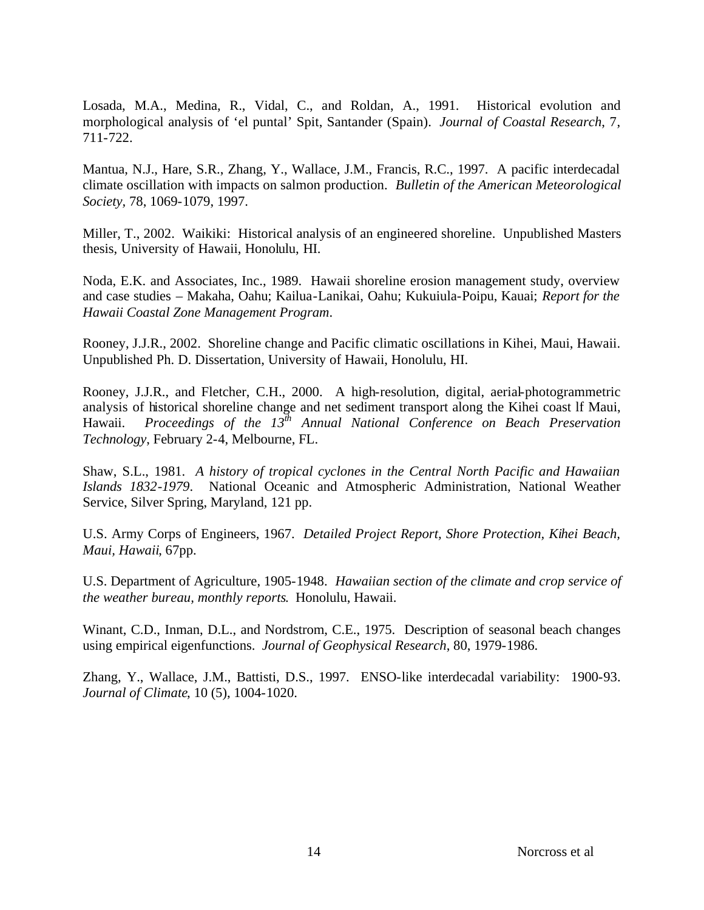Losada, M.A., Medina, R., Vidal, C., and Roldan, A., 1991. Historical evolution and morphological analysis of 'el puntal' Spit, Santander (Spain). *Journal of Coastal Research*, 7, 711-722.

Mantua, N.J., Hare, S.R., Zhang, Y., Wallace, J.M., Francis, R.C., 1997. A pacific interdecadal climate oscillation with impacts on salmon production. *Bulletin of the American Meteorological Society,* 78, 1069-1079, 1997.

Miller, T., 2002. Waikiki: Historical analysis of an engineered shoreline. Unpublished Masters thesis, University of Hawaii, Honolulu, HI.

Noda, E.K. and Associates, Inc., 1989. Hawaii shoreline erosion management study, overview and case studies – Makaha, Oahu; Kailua-Lanikai, Oahu; Kukuiula-Poipu, Kauai; *Report for the Hawaii Coastal Zone Management Program*.

Rooney, J.J.R., 2002. Shoreline change and Pacific climatic oscillations in Kihei, Maui, Hawaii. Unpublished Ph. D. Dissertation, University of Hawaii, Honolulu, HI.

Rooney, J.J.R., and Fletcher, C.H., 2000. A high-resolution, digital, aerial-photogrammetric analysis of historical shoreline change and net sediment transport along the Kihei coast lf Maui, Hawaii. *Proceedings of the 13th Annual National Conference on Beach Preservation Technology*, February 2-4, Melbourne, FL.

Shaw, S.L., 1981. *A history of tropical cyclones in the Central North Pacific and Hawaiian Islands 1832-1979*. National Oceanic and Atmospheric Administration, National Weather Service, Silver Spring, Maryland, 121 pp.

U.S. Army Corps of Engineers, 1967. *Detailed Project Report, Shore Protection, Kihei Beach, Maui, Hawaii*, 67pp.

U.S. Department of Agriculture, 1905-1948. *Hawaiian section of the climate and crop service of the weather bureau, monthly reports*. Honolulu, Hawaii.

Winant, C.D., Inman, D.L., and Nordstrom, C.E., 1975. Description of seasonal beach changes using empirical eigenfunctions. *Journal of Geophysical Research*, 80, 1979-1986.

Zhang, Y., Wallace, J.M., Battisti, D.S., 1997. ENSO-like interdecadal variability: 1900-93. *Journal of Climate*, 10 (5), 1004-1020.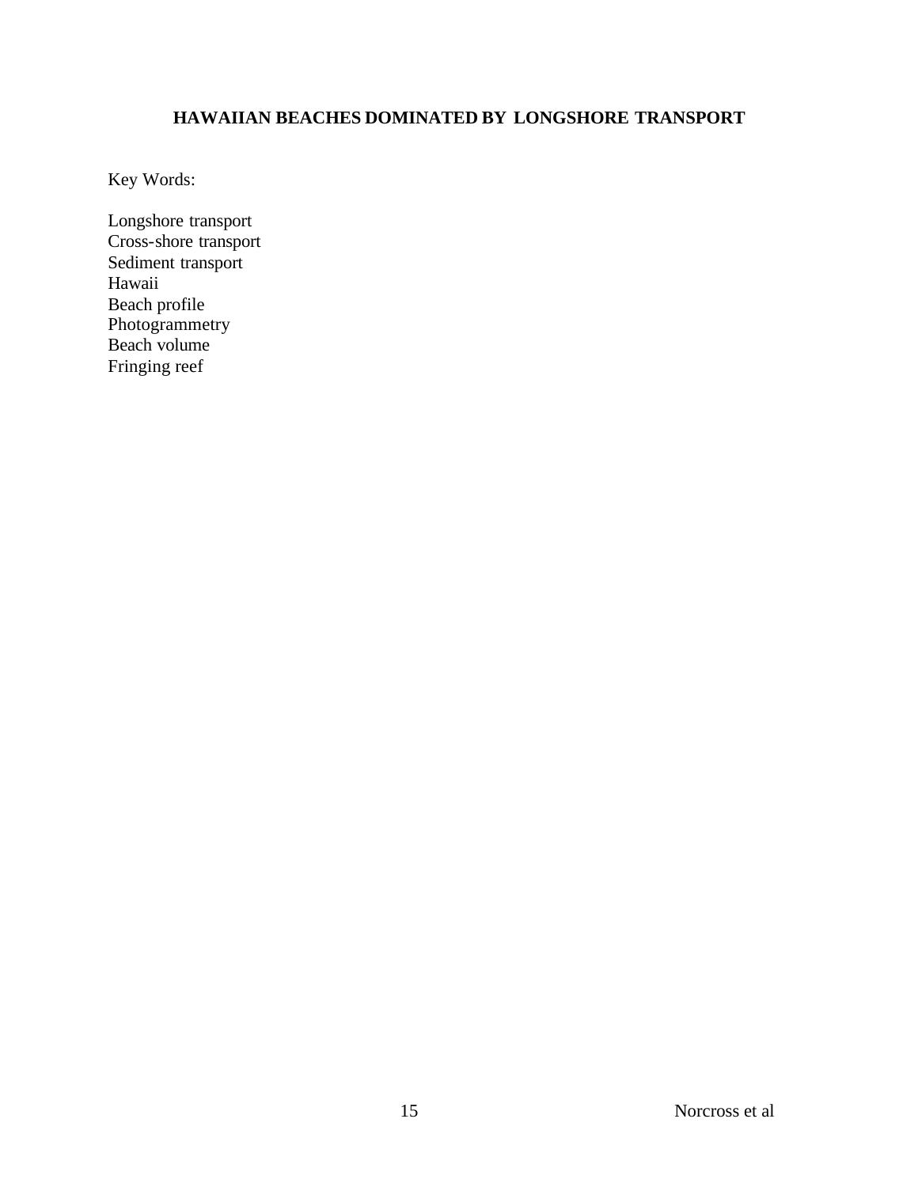**HAWAIIAN BEACHES DOMINATED BY LONGSHORE TRANSPORT**

Key Words:

Longshore transport
Cross-shore transport
Sediment transport
Hawaii
Beach profile
Photogrammetry
Beach volume
Fringing reef